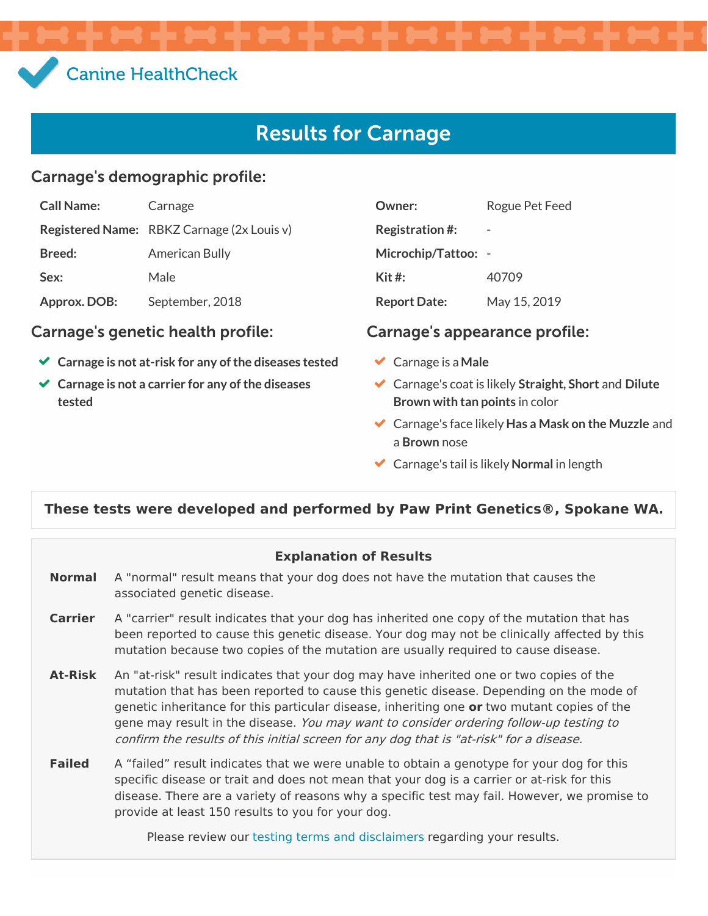Canine HealthCheck

# Results for Carnage

## Carnage's demographic profile:

| | | | |
|---|---|---|---|
| **Call Name:** | Carnage | **Owner:** | Rogue Pet Feed |
| **Registered Name:** | RBKZ Carnage (2x Louis v) | **Registration #:** | - |
| **Breed:** | American Bully | **Microchip/Tattoo:** | - |
| **Sex:** | Male | **Kit #:** | 40709 |
| **Approx. DOB:** | September, 2018 | **Report Date:** | May 15, 2019 |

## Carnage's genetic health profile:

- ✔ **Carnage is not at-risk for any of the diseases tested**
- ✔ **Carnage is not a carrier for any of the diseases tested**

## Carnage's appearance profile:

- ✔ Carnage is a **Male**
- ✔ Carnage's coat is likely **Straight, Short** and **Dilute Brown with tan points** in color
- ✔ Carnage's face likely **Has a Mask on the Muzzle** and a **Brown** nose
- ✔ Carnage's tail is likely **Normal** in length

**These tests were developed and performed by Paw Print Genetics®, Spokane WA.**

### Explanation of Results

**Normal** A "normal" result means that your dog does not have the mutation that causes the associated genetic disease.

**Carrier** A "carrier" result indicates that your dog has inherited one copy of the mutation that has been reported to cause this genetic disease. Your dog may not be clinically affected by this mutation because two copies of the mutation are usually required to cause disease.

**At-Risk** An "at-risk" result indicates that your dog may have inherited one or two copies of the mutation that has been reported to cause this genetic disease. Depending on the mode of genetic inheritance for this particular disease, inheriting one **or** two mutant copies of the gene may result in the disease. *You may want to consider ordering follow-up testing to confirm the results of this initial screen for any dog that is "at-risk" for a disease.*

**Failed** A "failed" result indicates that we were unable to obtain a genotype for your dog for this specific disease or trait and does not mean that your dog is a carrier or at-risk for this disease. There are a variety of reasons why a specific test may fail. However, we promise to provide at least 150 results to you for your dog.

Please review our testing terms and disclaimers regarding your results.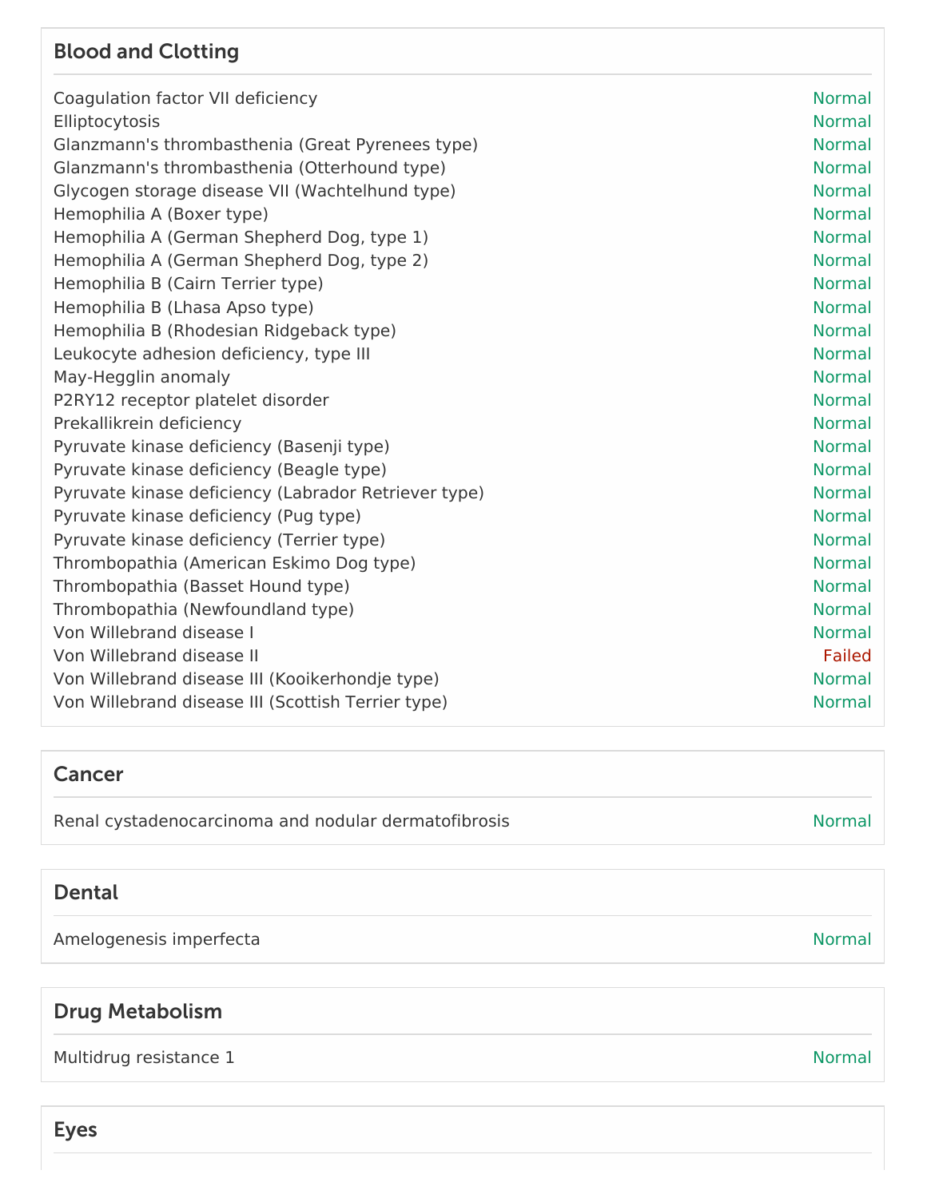## Blood and Clotting

| Condition | Result |
|---|---|
| Coagulation factor VII deficiency | Normal |
| Elliptocytosis | Normal |
| Glanzmann's thrombasthenia (Great Pyrenees type) | Normal |
| Glanzmann's thrombasthenia (Otterhound type) | Normal |
| Glycogen storage disease VII (Wachtelhund type) | Normal |
| Hemophilia A (Boxer type) | Normal |
| Hemophilia A (German Shepherd Dog, type 1) | Normal |
| Hemophilia A (German Shepherd Dog, type 2) | Normal |
| Hemophilia B (Cairn Terrier type) | Normal |
| Hemophilia B (Lhasa Apso type) | Normal |
| Hemophilia B (Rhodesian Ridgeback type) | Normal |
| Leukocyte adhesion deficiency, type III | Normal |
| May-Hegglin anomaly | Normal |
| P2RY12 receptor platelet disorder | Normal |
| Prekallikrein deficiency | Normal |
| Pyruvate kinase deficiency (Basenji type) | Normal |
| Pyruvate kinase deficiency (Beagle type) | Normal |
| Pyruvate kinase deficiency (Labrador Retriever type) | Normal |
| Pyruvate kinase deficiency (Pug type) | Normal |
| Pyruvate kinase deficiency (Terrier type) | Normal |
| Thrombopathia (American Eskimo Dog type) | Normal |
| Thrombopathia (Basset Hound type) | Normal |
| Thrombopathia (Newfoundland type) | Normal |
| Von Willebrand disease I | Normal |
| Von Willebrand disease II | Failed |
| Von Willebrand disease III (Kooikerhondje type) | Normal |
| Von Willebrand disease III (Scottish Terrier type) | Normal |

## Cancer

| Condition | Result |
|---|---|
| Renal cystadenocarcinoma and nodular dermatofibrosis | Normal |

## Dental

| Condition | Result |
|---|---|
| Amelogenesis imperfecta | Normal |

## Drug Metabolism

| Condition | Result |
|---|---|
| Multidrug resistance 1 | Normal |

## Eyes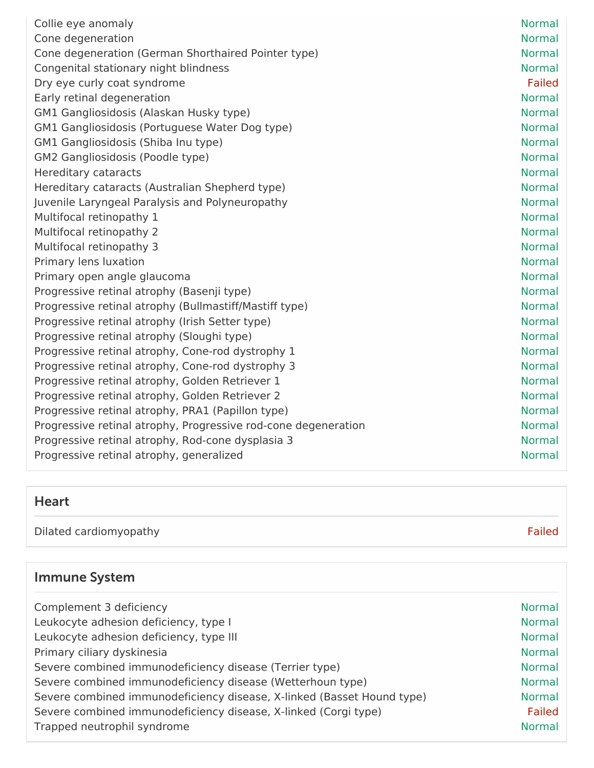| | |
|---|---|
| Collie eye anomaly | Normal |
| Cone degeneration | Normal |
| Cone degeneration (German Shorthaired Pointer type) | Normal |
| Congenital stationary night blindness | Normal |
| Dry eye curly coat syndrome | Failed |
| Early retinal degeneration | Normal |
| GM1 Gangliosidosis (Alaskan Husky type) | Normal |
| GM1 Gangliosidosis (Portuguese Water Dog type) | Normal |
| GM1 Gangliosidosis (Shiba Inu type) | Normal |
| GM2 Gangliosidosis (Poodle type) | Normal |
| Hereditary cataracts | Normal |
| Hereditary cataracts (Australian Shepherd type) | Normal |
| Juvenile Laryngeal Paralysis and Polyneuropathy | Normal |
| Multifocal retinopathy 1 | Normal |
| Multifocal retinopathy 2 | Normal |
| Multifocal retinopathy 3 | Normal |
| Primary lens luxation | Normal |
| Primary open angle glaucoma | Normal |
| Progressive retinal atrophy (Basenji type) | Normal |
| Progressive retinal atrophy (Bullmastiff/Mastiff type) | Normal |
| Progressive retinal atrophy (Irish Setter type) | Normal |
| Progressive retinal atrophy (Sloughi type) | Normal |
| Progressive retinal atrophy, Cone-rod dystrophy 1 | Normal |
| Progressive retinal atrophy, Cone-rod dystrophy 3 | Normal |
| Progressive retinal atrophy, Golden Retriever 1 | Normal |
| Progressive retinal atrophy, Golden Retriever 2 | Normal |
| Progressive retinal atrophy, PRA1 (Papillon type) | Normal |
| Progressive retinal atrophy, Progressive rod-cone degeneration | Normal |
| Progressive retinal atrophy, Rod-cone dysplasia 3 | Normal |
| Progressive retinal atrophy, generalized | Normal |

## Heart

| | |
|---|---|
| Dilated cardiomyopathy | Failed |

## Immune System

| | |
|---|---|
| Complement 3 deficiency | Normal |
| Leukocyte adhesion deficiency, type I | Normal |
| Leukocyte adhesion deficiency, type III | Normal |
| Primary ciliary dyskinesia | Normal |
| Severe combined immunodeficiency disease (Terrier type) | Normal |
| Severe combined immunodeficiency disease (Wetterhoun type) | Normal |
| Severe combined immunodeficiency disease, X-linked (Basset Hound type) | Normal |
| Severe combined immunodeficiency disease, X-linked (Corgi type) | Failed |
| Trapped neutrophil syndrome | Normal |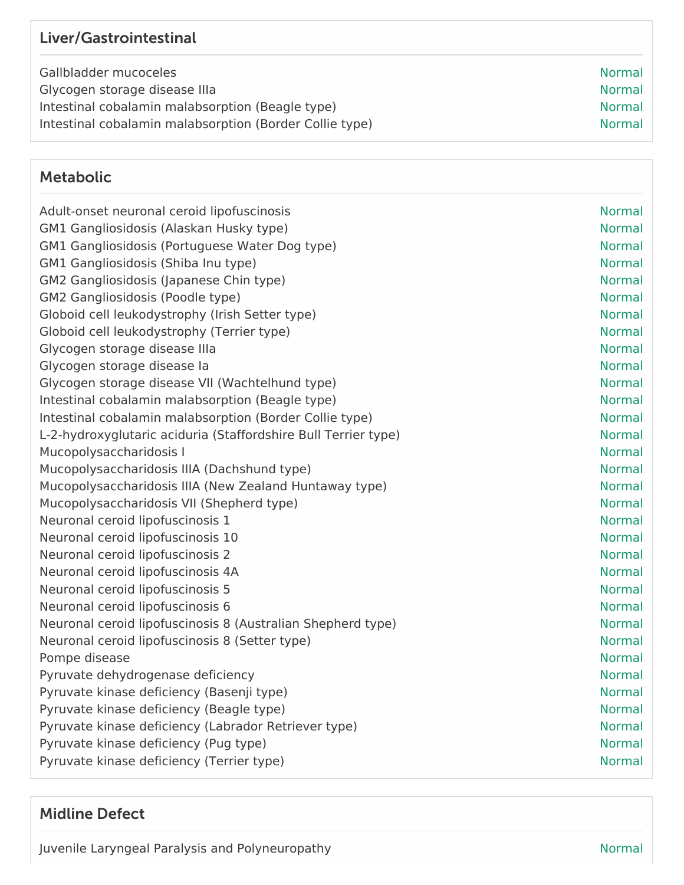## Liver/Gastrointestinal

| Condition | Result |
| --- | --- |
| Gallbladder mucoceles | Normal |
| Glycogen storage disease IIIa | Normal |
| Intestinal cobalamin malabsorption (Beagle type) | Normal |
| Intestinal cobalamin malabsorption (Border Collie type) | Normal |

## Metabolic

| Condition | Result |
| --- | --- |
| Adult-onset neuronal ceroid lipofuscinosis | Normal |
| GM1 Gangliosidosis (Alaskan Husky type) | Normal |
| GM1 Gangliosidosis (Portuguese Water Dog type) | Normal |
| GM1 Gangliosidosis (Shiba Inu type) | Normal |
| GM2 Gangliosidosis (Japanese Chin type) | Normal |
| GM2 Gangliosidosis (Poodle type) | Normal |
| Globoid cell leukodystrophy (Irish Setter type) | Normal |
| Globoid cell leukodystrophy (Terrier type) | Normal |
| Glycogen storage disease IIIa | Normal |
| Glycogen storage disease Ia | Normal |
| Glycogen storage disease VII (Wachtelhund type) | Normal |
| Intestinal cobalamin malabsorption (Beagle type) | Normal |
| Intestinal cobalamin malabsorption (Border Collie type) | Normal |
| L-2-hydroxyglutaric aciduria (Staffordshire Bull Terrier type) | Normal |
| Mucopolysaccharidosis I | Normal |
| Mucopolysaccharidosis IIIA (Dachshund type) | Normal |
| Mucopolysaccharidosis IIIA (New Zealand Huntaway type) | Normal |
| Mucopolysaccharidosis VII (Shepherd type) | Normal |
| Neuronal ceroid lipofuscinosis 1 | Normal |
| Neuronal ceroid lipofuscinosis 10 | Normal |
| Neuronal ceroid lipofuscinosis 2 | Normal |
| Neuronal ceroid lipofuscinosis 4A | Normal |
| Neuronal ceroid lipofuscinosis 5 | Normal |
| Neuronal ceroid lipofuscinosis 6 | Normal |
| Neuronal ceroid lipofuscinosis 8 (Australian Shepherd type) | Normal |
| Neuronal ceroid lipofuscinosis 8 (Setter type) | Normal |
| Pompe disease | Normal |
| Pyruvate dehydrogenase deficiency | Normal |
| Pyruvate kinase deficiency (Basenji type) | Normal |
| Pyruvate kinase deficiency (Beagle type) | Normal |
| Pyruvate kinase deficiency (Labrador Retriever type) | Normal |
| Pyruvate kinase deficiency (Pug type) | Normal |
| Pyruvate kinase deficiency (Terrier type) | Normal |

## Midline Defect

| Condition | Result |
| --- | --- |
| Juvenile Laryngeal Paralysis and Polyneuropathy | Normal |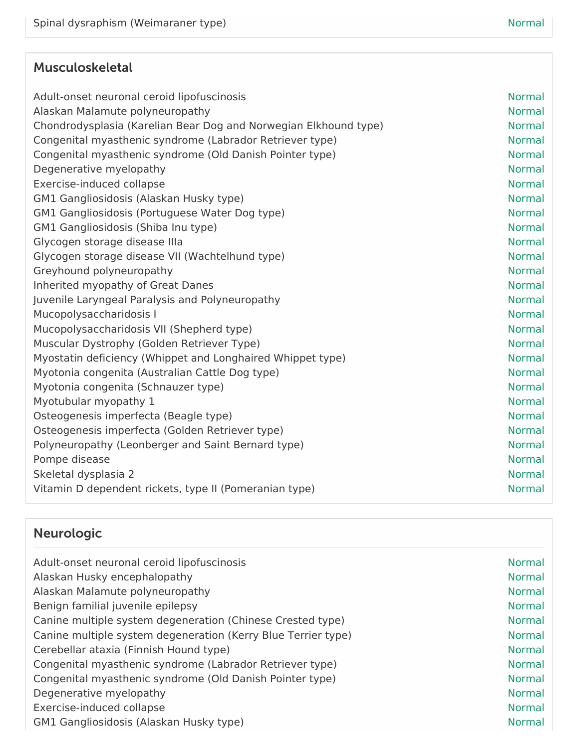| | |
|---|---|
| Spinal dysraphism (Weimaraner type) | Normal |

## Musculoskeletal

| | |
|---|---|
| Adult-onset neuronal ceroid lipofuscinosis | Normal |
| Alaskan Malamute polyneuropathy | Normal |
| Chondrodysplasia (Karelian Bear Dog and Norwegian Elkhound type) | Normal |
| Congenital myasthenic syndrome (Labrador Retriever type) | Normal |
| Congenital myasthenic syndrome (Old Danish Pointer type) | Normal |
| Degenerative myelopathy | Normal |
| Exercise-induced collapse | Normal |
| GM1 Gangliosidosis (Alaskan Husky type) | Normal |
| GM1 Gangliosidosis (Portuguese Water Dog type) | Normal |
| GM1 Gangliosidosis (Shiba Inu type) | Normal |
| Glycogen storage disease IIIa | Normal |
| Glycogen storage disease VII (Wachtelhund type) | Normal |
| Greyhound polyneuropathy | Normal |
| Inherited myopathy of Great Danes | Normal |
| Juvenile Laryngeal Paralysis and Polyneuropathy | Normal |
| Mucopolysaccharidosis I | Normal |
| Mucopolysaccharidosis VII (Shepherd type) | Normal |
| Muscular Dystrophy (Golden Retriever Type) | Normal |
| Myostatin deficiency (Whippet and Longhaired Whippet type) | Normal |
| Myotonia congenita (Australian Cattle Dog type) | Normal |
| Myotonia congenita (Schnauzer type) | Normal |
| Myotubular myopathy 1 | Normal |
| Osteogenesis imperfecta (Beagle type) | Normal |
| Osteogenesis imperfecta (Golden Retriever type) | Normal |
| Polyneuropathy (Leonberger and Saint Bernard type) | Normal |
| Pompe disease | Normal |
| Skeletal dysplasia 2 | Normal |
| Vitamin D dependent rickets, type II (Pomeranian type) | Normal |

## Neurologic

| | |
|---|---|
| Adult-onset neuronal ceroid lipofuscinosis | Normal |
| Alaskan Husky encephalopathy | Normal |
| Alaskan Malamute polyneuropathy | Normal |
| Benign familial juvenile epilepsy | Normal |
| Canine multiple system degeneration (Chinese Crested type) | Normal |
| Canine multiple system degeneration (Kerry Blue Terrier type) | Normal |
| Cerebellar ataxia (Finnish Hound type) | Normal |
| Congenital myasthenic syndrome (Labrador Retriever type) | Normal |
| Congenital myasthenic syndrome (Old Danish Pointer type) | Normal |
| Degenerative myelopathy | Normal |
| Exercise-induced collapse | Normal |
| GM1 Gangliosidosis (Alaskan Husky type) | Normal |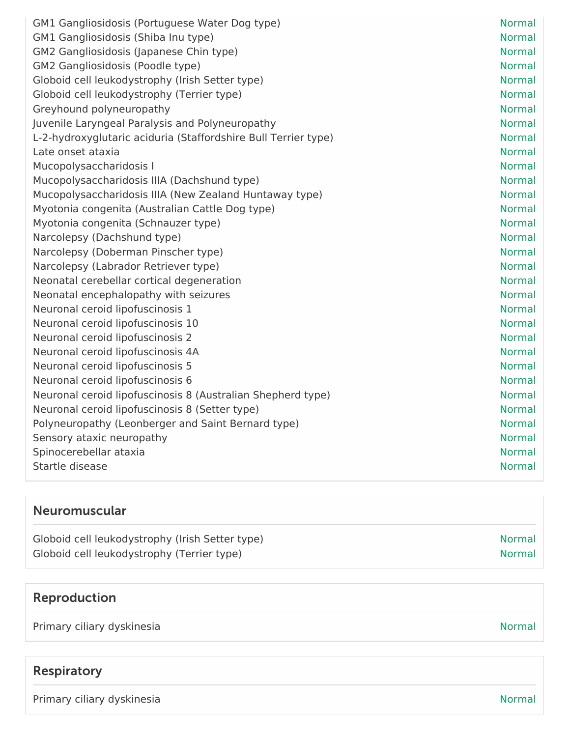| | |
|---|---|
| GM1 Gangliosidosis (Portuguese Water Dog type) | Normal |
| GM1 Gangliosidosis (Shiba Inu type) | Normal |
| GM2 Gangliosidosis (Japanese Chin type) | Normal |
| GM2 Gangliosidosis (Poodle type) | Normal |
| Globoid cell leukodystrophy (Irish Setter type) | Normal |
| Globoid cell leukodystrophy (Terrier type) | Normal |
| Greyhound polyneuropathy | Normal |
| Juvenile Laryngeal Paralysis and Polyneuropathy | Normal |
| L-2-hydroxyglutaric aciduria (Staffordshire Bull Terrier type) | Normal |
| Late onset ataxia | Normal |
| Mucopolysaccharidosis I | Normal |
| Mucopolysaccharidosis IIIA (Dachshund type) | Normal |
| Mucopolysaccharidosis IIIA (New Zealand Huntaway type) | Normal |
| Myotonia congenita (Australian Cattle Dog type) | Normal |
| Myotonia congenita (Schnauzer type) | Normal |
| Narcolepsy (Dachshund type) | Normal |
| Narcolepsy (Doberman Pinscher type) | Normal |
| Narcolepsy (Labrador Retriever type) | Normal |
| Neonatal cerebellar cortical degeneration | Normal |
| Neonatal encephalopathy with seizures | Normal |
| Neuronal ceroid lipofuscinosis 1 | Normal |
| Neuronal ceroid lipofuscinosis 10 | Normal |
| Neuronal ceroid lipofuscinosis 2 | Normal |
| Neuronal ceroid lipofuscinosis 4A | Normal |
| Neuronal ceroid lipofuscinosis 5 | Normal |
| Neuronal ceroid lipofuscinosis 6 | Normal |
| Neuronal ceroid lipofuscinosis 8 (Australian Shepherd type) | Normal |
| Neuronal ceroid lipofuscinosis 8 (Setter type) | Normal |
| Polyneuropathy (Leonberger and Saint Bernard type) | Normal |
| Sensory ataxic neuropathy | Normal |
| Spinocerebellar ataxia | Normal |
| Startle disease | Normal |

## Neuromuscular

| | |
|---|---|
| Globoid cell leukodystrophy (Irish Setter type) | Normal |
| Globoid cell leukodystrophy (Terrier type) | Normal |

## Reproduction

| | |
|---|---|
| Primary ciliary dyskinesia | Normal |

## Respiratory

| | |
|---|---|
| Primary ciliary dyskinesia | Normal |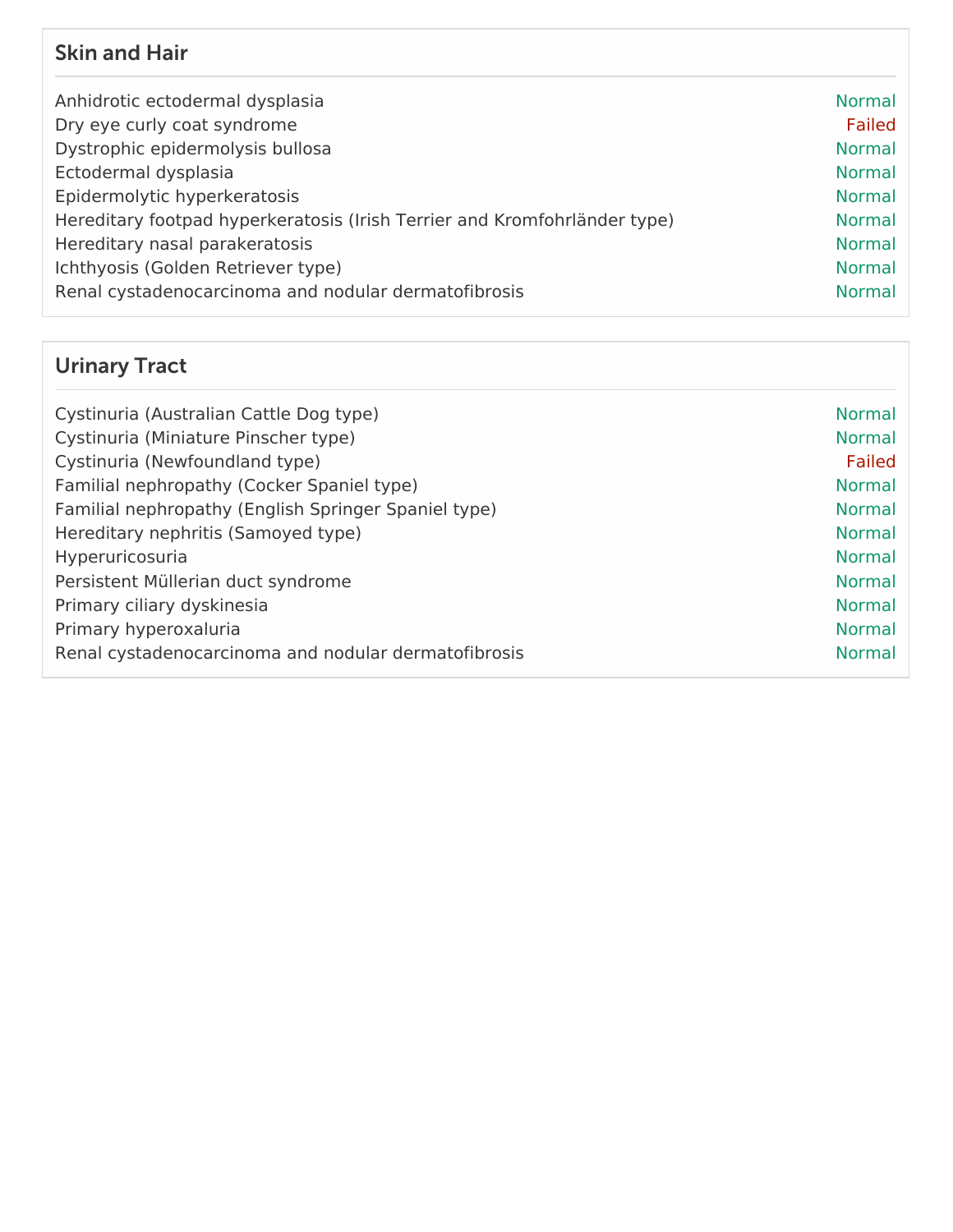## Skin and Hair

| | |
|---|---|
| Anhidrotic ectodermal dysplasia | Normal |
| Dry eye curly coat syndrome | Failed |
| Dystrophic epidermolysis bullosa | Normal |
| Ectodermal dysplasia | Normal |
| Epidermolytic hyperkeratosis | Normal |
| Hereditary footpad hyperkeratosis (Irish Terrier and Kromfohrländer type) | Normal |
| Hereditary nasal parakeratosis | Normal |
| Ichthyosis (Golden Retriever type) | Normal |
| Renal cystadenocarcinoma and nodular dermatofibrosis | Normal |

## Urinary Tract

| | |
|---|---|
| Cystinuria (Australian Cattle Dog type) | Normal |
| Cystinuria (Miniature Pinscher type) | Normal |
| Cystinuria (Newfoundland type) | Failed |
| Familial nephropathy (Cocker Spaniel type) | Normal |
| Familial nephropathy (English Springer Spaniel type) | Normal |
| Hereditary nephritis (Samoyed type) | Normal |
| Hyperuricosuria | Normal |
| Persistent Müllerian duct syndrome | Normal |
| Primary ciliary dyskinesia | Normal |
| Primary hyperoxaluria | Normal |
| Renal cystadenocarcinoma and nodular dermatofibrosis | Normal |